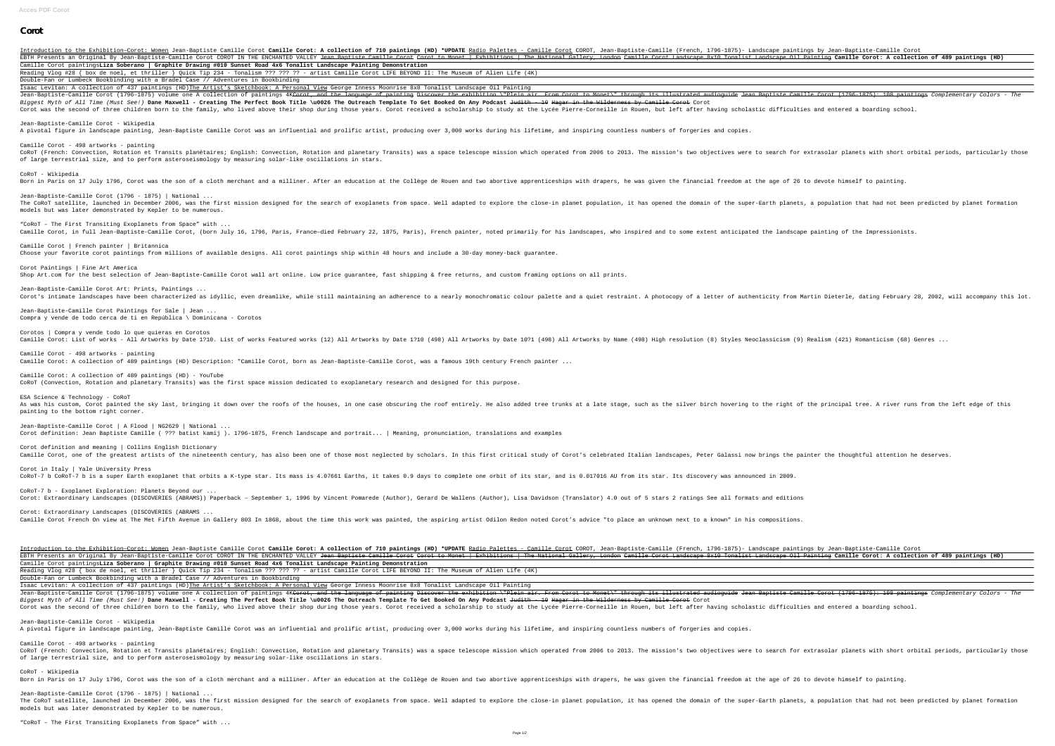# Corot

Introduction to the Exhibition—Corot: Women Jean-Baptiste Camille Corot **Camille Corot: A collection of 710 paintings (HD) *UPDATE** Radio Palettes - Camille Corot COROT, Jean-Baptiste-Camille (French, 1796-1875)- Landscape paintings by Jean-Baptiste-Camille Corot
EBTH Presents an Original By Jean-Baptiste-Camille Corot COROT IN THE ENCHANTED VALLEY ~~Jean Baptiste Camille Corot Corot to Monet | Exhibitions | The National Gallery, London~~ ~~Camille Corot Landscape 8x10 Tonalist Landscape Oil Painting~~ **Camille Corot: A collection of 489 paintings (HD)**
Camille Corot paintings**Liza Soberano | Graphite Drawing #010 Sunset Road 4x6 Tonalist Landscape Painting Demonstration**
Reading Vlog #28 { box de noel, et thriller } Quick Tip 234 - Tonalism ??? ??? ?? - artist Camille Corot LIFE BEYOND II: The Museum of Alien Life (4K)
Double-Fan or Lumbeck Bookbinding with a Bradel Case // Adventures in Bookbinding
Isaac Levitan: A collection of 437 paintings (HD)The Artist's Sketchbook: A Personal View George Inness Moonrise 8x8 Tonalist Landscape Oil Painting
Jean-Baptiste-Camille Corot (1796-1875) volume one A collection of paintings 4K~~Corot, and the language of painting~~ ~~Discover the exhibition \"Plein air. From Corot to Monet\" through its illustrated audioguide~~ ~~Jean Baptiste Camille Corot (1796-1875): 108 paintings~~ *Complementary Colors - The Biggest Myth of All Time (Must See!)* **Dane Maxwell - Creating The Perfect Book Title \u0026 The Outreach Template To Get Booked On Any Podcast** ~~Judith - 19 Hagar in the Wilderness by Camille Corot~~ Corot
Corot was the second of three children born to the family, who lived above their shop during those years. Corot received a scholarship to study at the Lycée Pierre-Corneille in Rouen, but left after having scholastic difficulties and entered a boarding school.

Jean-Baptiste-Camille Corot - Wikipedia
A pivotal figure in landscape painting, Jean-Baptiste Camille Corot was an influential and prolific artist, producing over 3,000 works during his lifetime, and inspiring countless numbers of forgeries and copies.

Camille Corot - 498 artworks - painting
CoRoT (French: Convection, Rotation et Transits planétaires; English: Convection, Rotation and planetary Transits) was a space telescope mission which operated from 2006 to 2013. The mission's two objectives were to search for extrasolar planets with short orbital periods, particularly those of large terrestrial size, and to perform asteroseismology by measuring solar-like oscillations in stars.

CoRoT - Wikipedia
Born in Paris on 17 July 1796, Corot was the son of a cloth merchant and a milliner. After an education at the Collège de Rouen and two abortive apprenticeships with drapers, he was given the financial freedom at the age of 26 to devote himself to painting.

Jean-Baptiste-Camille Corot (1796 - 1875) | National ...
The CoRoT satellite, launched in December 2006, was the first mission designed for the search of exoplanets from space. Well adapted to explore the close-in planet population, it has opened the domain of the super-Earth planets, a population that had not been predicted by planet formation models but was later demonstrated by Kepler to be numerous.

"CoRoT – The First Transiting Exoplanets from Space" with ...
Camille Corot, in full Jean-Baptiste-Camille Corot, (born July 16, 1796, Paris, France—died February 22, 1875, Paris), French painter, noted primarily for his landscapes, who inspired and to some extent anticipated the landscape painting of the Impressionists.

Camille Corot | French painter | Britannica
Choose your favorite corot paintings from millions of available designs. All corot paintings ship within 48 hours and include a 30-day money-back guarantee.

Corot Paintings | Fine Art America
Shop Art.com for the best selection of Jean-Baptiste-Camille Corot wall art online. Low price guarantee, fast shipping & free returns, and custom framing options on all prints.

Jean-Baptiste-Camille Corot Art: Prints, Paintings ...
Corot's intimate landscapes have been characterized as idyllic, even dreamlike, while still maintaining an adherence to a nearly monochromatic colour palette and a quiet restraint. A photocopy of a letter of authenticity from Martin Dieterle, dating February 28, 2002, will accompany this lot.

Jean-Baptiste-Camille Corot Paintings for Sale | Jean ...
Compra y vende de todo cerca de ti en República \ Dominicana - Corotos

Corotos | Compra y vende todo lo que quieras en Corotos
Camille Corot: List of works - All Artworks by Date 1?10. List of works Featured works (12) All Artworks by Date 1?10 (498) All Artworks by Date 10?1 (498) All Artworks by Name (498) High resolution (8) Styles Neoclassicism (9) Realism (421) Romanticism (68) Genres ...

Camille Corot - 498 artworks - painting
Camille Corot: A collection of 489 paintings (HD) Description: "Camille Corot, born as Jean-Baptiste-Camille Corot, was a famous 19th century French painter ...

Camille Corot: A collection of 489 paintings (HD) - YouTube
CoRoT (Convection, Rotation and planetary Transits) was the first space mission dedicated to exoplanetary research and designed for this purpose.

ESA Science & Technology - CoRoT
As was his custom, Corot painted the sky last, bringing it down over the roofs of the houses, in one case obscuring the roof entirely. He also added tree trunks at a late stage, such as the silver birch hovering to the right of the principal tree. A river runs from the left edge of this painting to the bottom right corner.

Jean-Baptiste-Camille Corot | A Flood | NG2629 | National ...
Corot definition: Jean Baptiste Camille ( ??? batist kamij ). 1796–1875, French landscape and portrait... | Meaning, pronunciation, translations and examples

Corot definition and meaning | Collins English Dictionary
Camille Corot, one of the greatest artists of the nineteenth century, has also been one of those most neglected by scholars. In this first critical study of Corot's celebrated Italian landscapes, Peter Galassi now brings the painter the thoughtful attention he deserves.

Corot in Italy | Yale University Press
CoRoT-7 b CoRoT-7 b is a super Earth exoplanet that orbits a K-type star. Its mass is 4.07661 Earths, it takes 0.9 days to complete one orbit of its star, and is 0.017016 AU from its star. Its discovery was announced in 2009.

CoRoT-7 b - Exoplanet Exploration: Planets Beyond our ...
Corot: Extraordinary Landscapes (DISCOVERIES (ABRAMS)) Paperback – September 1, 1996 by Vincent Pomarede (Author), Gerard De Wallens (Author), Lisa Davidson (Translator) 4.0 out of 5 stars 2 ratings See all formats and editions

Corot: Extraordinary Landscapes (DISCOVERIES (ABRAMS ...
Camille Corot French On view at The Met Fifth Avenue in Gallery 803 In 1868, about the time this work was painted, the aspiring artist Odilon Redon noted Corot's advice "to place an unknown next to a known" in his compositions.

Introduction to the Exhibition—Corot: Women Jean-Baptiste Camille Corot **Camille Corot: A collection of 710 paintings (HD) *UPDATE** Radio Palettes - Camille Corot COROT, Jean-Baptiste-Camille (French, 1796-1875)- Landscape paintings by Jean-Baptiste-Camille Corot
EBTH Presents an Original By Jean-Baptiste-Camille Corot COROT IN THE ENCHANTED VALLEY ~~Jean Baptiste Camille Corot Corot to Monet | Exhibitions | The National Gallery, London~~ ~~Camille Corot Landscape 8x10 Tonalist Landscape Oil Painting~~ **Camille Corot: A collection of 489 paintings (HD)**
Camille Corot paintings**Liza Soberano | Graphite Drawing #010 Sunset Road 4x6 Tonalist Landscape Painting Demonstration**
Reading Vlog #28 { box de noel, et thriller } Quick Tip 234 - Tonalism ??? ??? ?? - artist Camille Corot LIFE BEYOND II: The Museum of Alien Life (4K)
Double-Fan or Lumbeck Bookbinding with a Bradel Case // Adventures in Bookbinding
Isaac Levitan: A collection of 437 paintings (HD)The Artist's Sketchbook: A Personal View George Inness Moonrise 8x8 Tonalist Landscape Oil Painting
Jean-Baptiste-Camille Corot (1796-1875) volume one A collection of paintings 4K~~Corot, and the language of painting~~ ~~Discover the exhibition \"Plein air. From Corot to Monet\" through its illustrated audioguide~~ ~~Jean Baptiste Camille Corot (1796-1875): 108 paintings~~ *Complementary Colors - The Biggest Myth of All Time (Must See!)* **Dane Maxwell - Creating The Perfect Book Title \u0026 The Outreach Template To Get Booked On Any Podcast** ~~Judith - 19 Hagar in the Wilderness by Camille Corot~~ Corot
Corot was the second of three children born to the family, who lived above their shop during those years. Corot received a scholarship to study at the Lycée Pierre-Corneille in Rouen, but left after having scholastic difficulties and entered a boarding school.

Jean-Baptiste-Camille Corot - Wikipedia
A pivotal figure in landscape painting, Jean-Baptiste Camille Corot was an influential and prolific artist, producing over 3,000 works during his lifetime, and inspiring countless numbers of forgeries and copies.

Camille Corot - 498 artworks - painting
CoRoT (French: Convection, Rotation et Transits planétaires; English: Convection, Rotation and planetary Transits) was a space telescope mission which operated from 2006 to 2013. The mission's two objectives were to search for extrasolar planets with short orbital periods, particularly those of large terrestrial size, and to perform asteroseismology by measuring solar-like oscillations in stars.

CoRoT - Wikipedia
Born in Paris on 17 July 1796, Corot was the son of a cloth merchant and a milliner. After an education at the Collège de Rouen and two abortive apprenticeships with drapers, he was given the financial freedom at the age of 26 to devote himself to painting.

Jean-Baptiste-Camille Corot (1796 - 1875) | National ...
The CoRoT satellite, launched in December 2006, was the first mission designed for the search of exoplanets from space. Well adapted to explore the close-in planet population, it has opened the domain of the super-Earth planets, a population that had not been predicted by planet formation models but was later demonstrated by Kepler to be numerous.

"CoRoT – The First Transiting Exoplanets from Space" with ...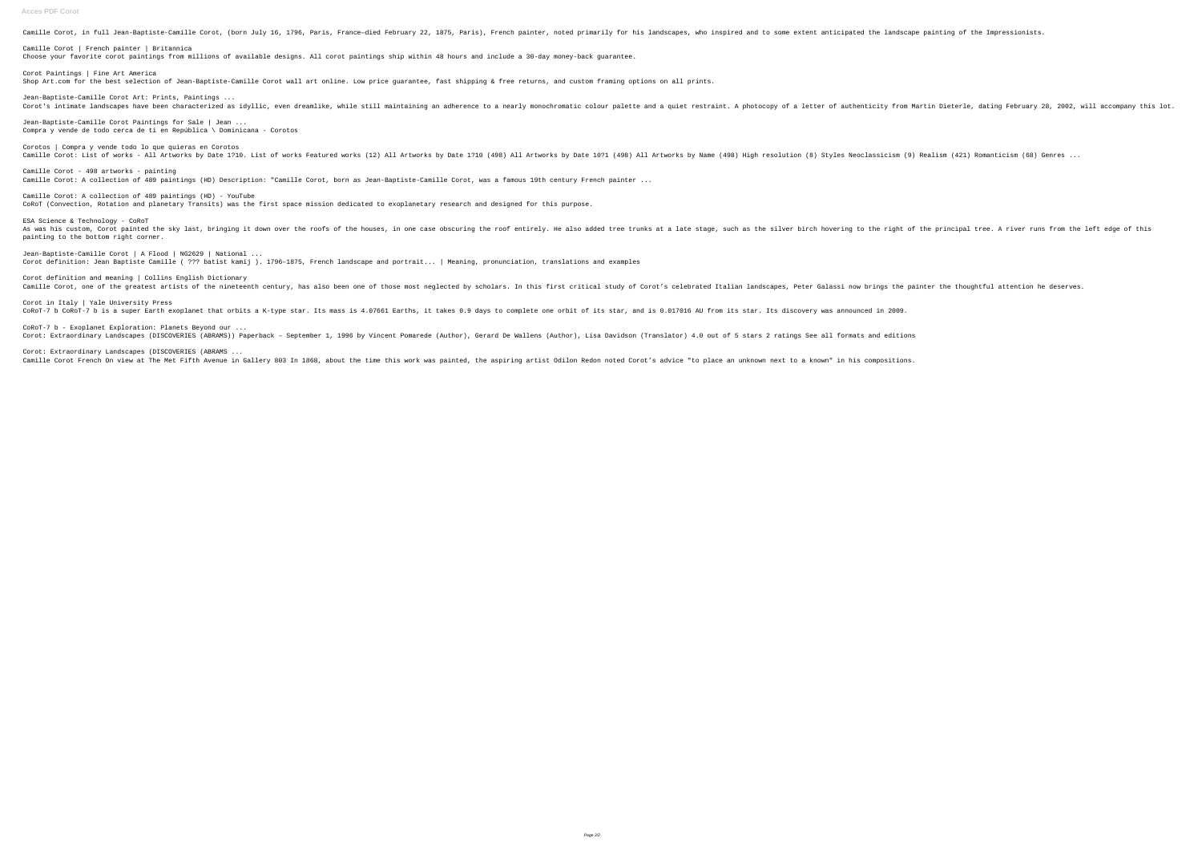Camille Corot, in full Jean-Baptiste-Camille Corot, (born July 16, 1796, Paris, France—died February 22, 1875, Paris), French painter, noted primarily for his landscapes, who inspired and to some extent anticipated the landscape painting of the Impressionists.

Camille Corot | French painter | Britannica
Choose your favorite corot paintings from millions of available designs. All corot paintings ship within 48 hours and include a 30-day money-back guarantee.

Corot Paintings | Fine Art America
Shop Art.com for the best selection of Jean-Baptiste-Camille Corot wall art online. Low price guarantee, fast shipping & free returns, and custom framing options on all prints.

Jean-Baptiste-Camille Corot Art: Prints, Paintings ...
Corot's intimate landscapes have been characterized as idyllic, even dreamlike, while still maintaining an adherence to a nearly monochromatic colour palette and a quiet restraint. A photocopy of a letter of authenticity from Martin Dieterle, dating February 28, 2002, will accompany this lot.

Jean-Baptiste-Camille Corot Paintings for Sale | Jean ...
Compra y vende de todo cerca de ti en República \ Dominicana - Corotos

Corotos | Compra y vende todo lo que quieras en Corotos
Camille Corot: List of works - All Artworks by Date 1?10. List of works Featured works (12) All Artworks by Date 1?10 (498) All Artworks by Date 10?1 (498) All Artworks by Name (498) High resolution (8) Styles Neoclassicism (9) Realism (421) Romanticism (68) Genres ...

Camille Corot - 498 artworks - painting
Camille Corot: A collection of 489 paintings (HD) Description: "Camille Corot, born as Jean-Baptiste-Camille Corot, was a famous 19th century French painter ...

Camille Corot: A collection of 489 paintings (HD) - YouTube
CoRoT (Convection, Rotation and planetary Transits) was the first space mission dedicated to exoplanetary research and designed for this purpose.

ESA Science & Technology - CoRoT
As was his custom, Corot painted the sky last, bringing it down over the roofs of the houses, in one case obscuring the roof entirely. He also added tree trunks at a late stage, such as the silver birch hovering to the right of the principal tree. A river runs from the left edge of this painting to the bottom right corner.

Jean-Baptiste-Camille Corot | A Flood | NG2629 | National ...
Corot definition: Jean Baptiste Camille ( ??? batist kamij ). 1796–1875, French landscape and portrait... | Meaning, pronunciation, translations and examples

Corot definition and meaning | Collins English Dictionary
Camille Corot, one of the greatest artists of the nineteenth century, has also been one of those most neglected by scholars. In this first critical study of Corot's celebrated Italian landscapes, Peter Galassi now brings the painter the thoughtful attention he deserves.

Corot in Italy | Yale University Press
CoRoT-7 b CoRoT-7 b is a super Earth exoplanet that orbits a K-type star. Its mass is 4.07661 Earths, it takes 0.9 days to complete one orbit of its star, and is 0.017016 AU from its star. Its discovery was announced in 2009.

CoRoT-7 b - Exoplanet Exploration: Planets Beyond our ...
Corot: Extraordinary Landscapes (DISCOVERIES (ABRAMS)) Paperback – September 1, 1996 by Vincent Pomarede (Author), Gerard De Wallens (Author), Lisa Davidson (Translator) 4.0 out of 5 stars 2 ratings See all formats and editions

Corot: Extraordinary Landscapes (DISCOVERIES (ABRAMS ...
Camille Corot French On view at The Met Fifth Avenue in Gallery 803 In 1868, about the time this work was painted, the aspiring artist Odilon Redon noted Corot's advice "to place an unknown next to a known" in his compositions.